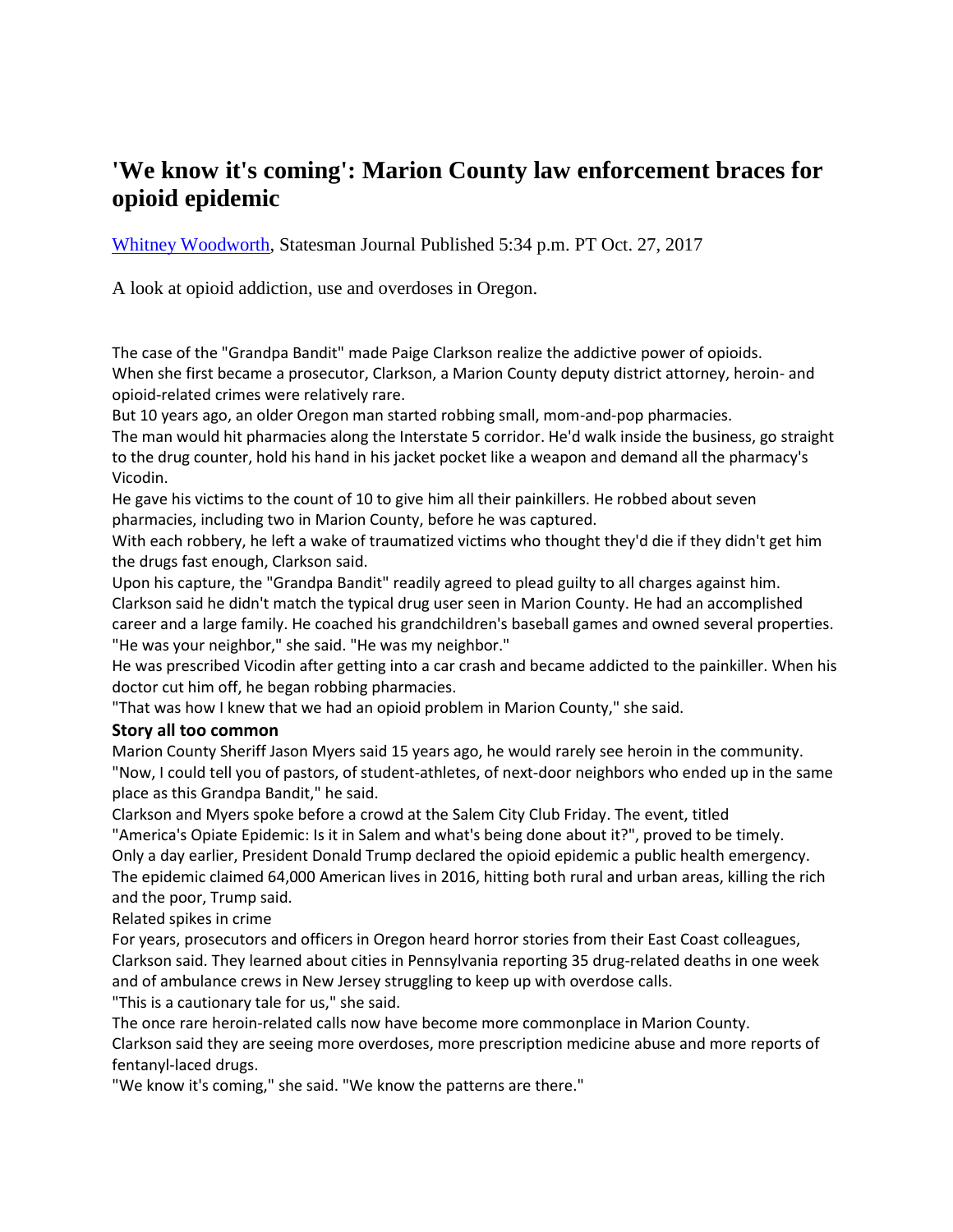# 'We know it's coming': Marion County law enforcement braces for opioid epidemic

Whitney Woodworth, Statesman Journal Published 5:34 p.m. PT Oct. 27, 2017

A look at opioid addiction, use and overdoses in Oregon.

The case of the "Grandpa Bandit" made Paige Clarkson realize the addictive power of opioids.

When she first became a prosecutor, Clarkson, a Marion County deputy district attorney, heroin- and opioid-related crimes were relatively rare.

But 10 years ago, an older Oregon man started robbing small, mom-and-pop pharmacies.

The man would hit pharmacies along the Interstate 5 corridor. He'd walk inside the business, go straight to the drug counter, hold his hand in his jacket pocket like a weapon and demand all the pharmacy's Vicodin.

He gave his victims to the count of 10 to give him all their painkillers. He robbed about seven pharmacies, including two in Marion County, before he was captured.

With each robbery, he left a wake of traumatized victims who thought they'd die if they didn't get him the drugs fast enough, Clarkson said.

Upon his capture, the "Grandpa Bandit" readily agreed to plead guilty to all charges against him.

Clarkson said he didn't match the typical drug user seen in Marion County. He had an accomplished career and a large family. He coached his grandchildren's baseball games and owned several properties.

"He was your neighbor," she said. "He was my neighbor."

He was prescribed Vicodin after getting into a car crash and became addicted to the painkiller. When his doctor cut him off, he began robbing pharmacies.

"That was how I knew that we had an opioid problem in Marion County," she said.

**Story all too common**

Marion County Sheriff Jason Myers said 15 years ago, he would rarely see heroin in the community.

"Now, I could tell you of pastors, of student-athletes, of next-door neighbors who ended up in the same place as this Grandpa Bandit," he said.

Clarkson and Myers spoke before a crowd at the Salem City Club Friday. The event, titled "America's Opiate Epidemic: Is it in Salem and what's being done about it?", proved to be timely.

Only a day earlier, President Donald Trump declared the opioid epidemic a public health emergency.

The epidemic claimed 64,000 American lives in 2016, hitting both rural and urban areas, killing the rich and the poor, Trump said.

Related spikes in crime

For years, prosecutors and officers in Oregon heard horror stories from their East Coast colleagues, Clarkson said. They learned about cities in Pennsylvania reporting 35 drug-related deaths in one week and of ambulance crews in New Jersey struggling to keep up with overdose calls.

"This is a cautionary tale for us," she said.

The once rare heroin-related calls now have become more commonplace in Marion County.

Clarkson said they are seeing more overdoses, more prescription medicine abuse and more reports of fentanyl-laced drugs.

"We know it's coming," she said. "We know the patterns are there."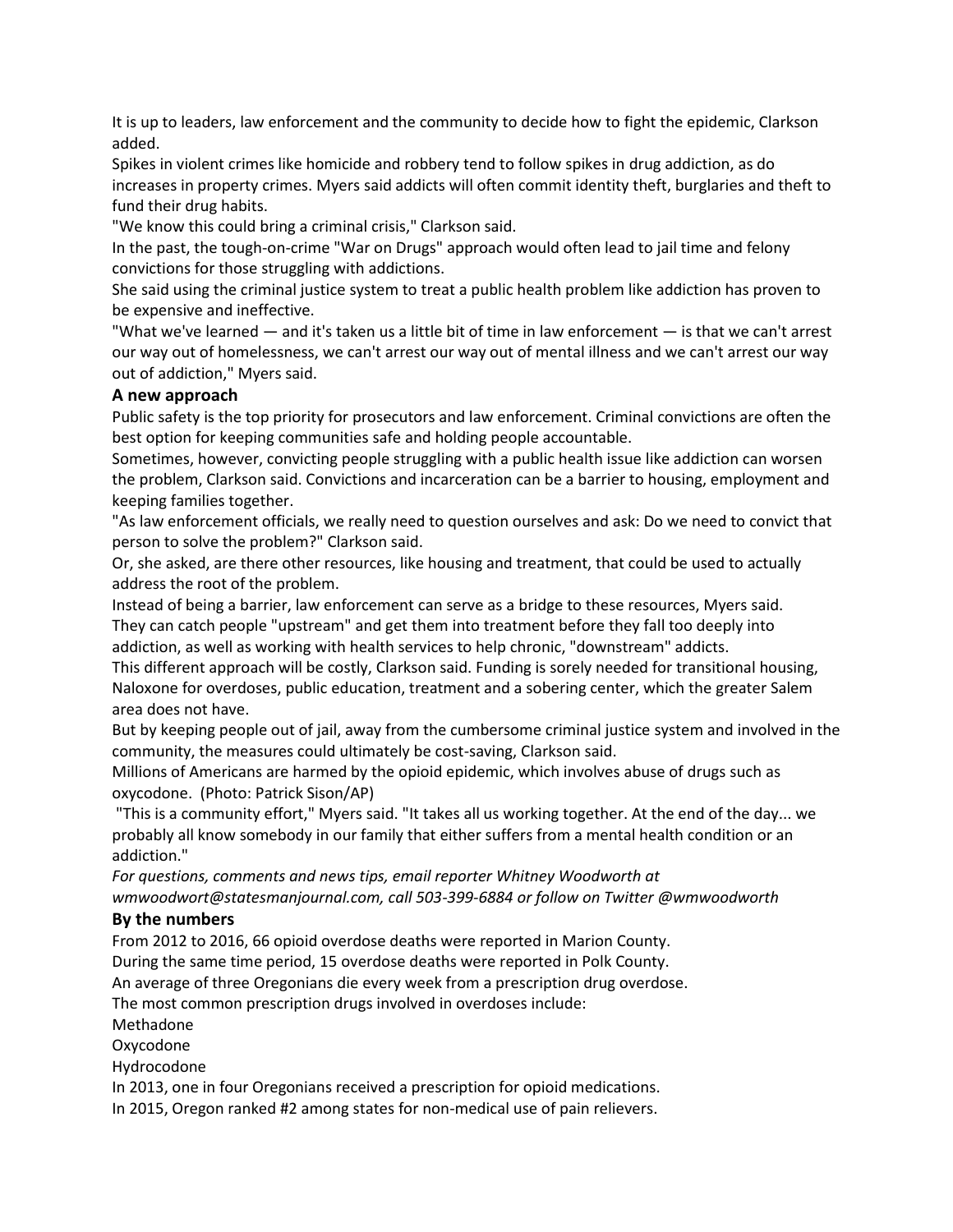It is up to leaders, law enforcement and the community to decide how to fight the epidemic, Clarkson added.

Spikes in violent crimes like homicide and robbery tend to follow spikes in drug addiction, as do increases in property crimes. Myers said addicts will often commit identity theft, burglaries and theft to fund their drug habits.

"We know this could bring a criminal crisis," Clarkson said.

In the past, the tough-on-crime "War on Drugs" approach would often lead to jail time and felony convictions for those struggling with addictions.

She said using the criminal justice system to treat a public health problem like addiction has proven to be expensive and ineffective.

"What we've learned — and it's taken us a little bit of time in law enforcement — is that we can't arrest our way out of homelessness, we can't arrest our way out of mental illness and we can't arrest our way out of addiction," Myers said.

### A new approach

Public safety is the top priority for prosecutors and law enforcement. Criminal convictions are often the best option for keeping communities safe and holding people accountable.

Sometimes, however, convicting people struggling with a public health issue like addiction can worsen the problem, Clarkson said. Convictions and incarceration can be a barrier to housing, employment and keeping families together.

"As law enforcement officials, we really need to question ourselves and ask: Do we need to convict that person to solve the problem?" Clarkson said.

Or, she asked, are there other resources, like housing and treatment, that could be used to actually address the root of the problem.

Instead of being a barrier, law enforcement can serve as a bridge to these resources, Myers said. They can catch people "upstream" and get them into treatment before they fall too deeply into addiction, as well as working with health services to help chronic, "downstream" addicts.

This different approach will be costly, Clarkson said. Funding is sorely needed for transitional housing, Naloxone for overdoses, public education, treatment and a sobering center, which the greater Salem area does not have.

But by keeping people out of jail, away from the cumbersome criminal justice system and involved in the community, the measures could ultimately be cost-saving, Clarkson said.

Millions of Americans are harmed by the opioid epidemic, which involves abuse of drugs such as oxycodone. (Photo: Patrick Sison/AP)

"This is a community effort," Myers said. "It takes all us working together. At the end of the day... we probably all know somebody in our family that either suffers from a mental health condition or an addiction."

*For questions, comments and news tips, email reporter Whitney Woodworth at wmwoodwort@statesmanjournal.com, call 503-399-6884 or follow on Twitter @wmwoodworth*

### By the numbers

From 2012 to 2016, 66 opioid overdose deaths were reported in Marion County.

During the same time period, 15 overdose deaths were reported in Polk County.

An average of three Oregonians die every week from a prescription drug overdose.

The most common prescription drugs involved in overdoses include:

Methadone

Oxycodone

Hydrocodone

In 2013, one in four Oregonians received a prescription for opioid medications.

In 2015, Oregon ranked #2 among states for non-medical use of pain relievers.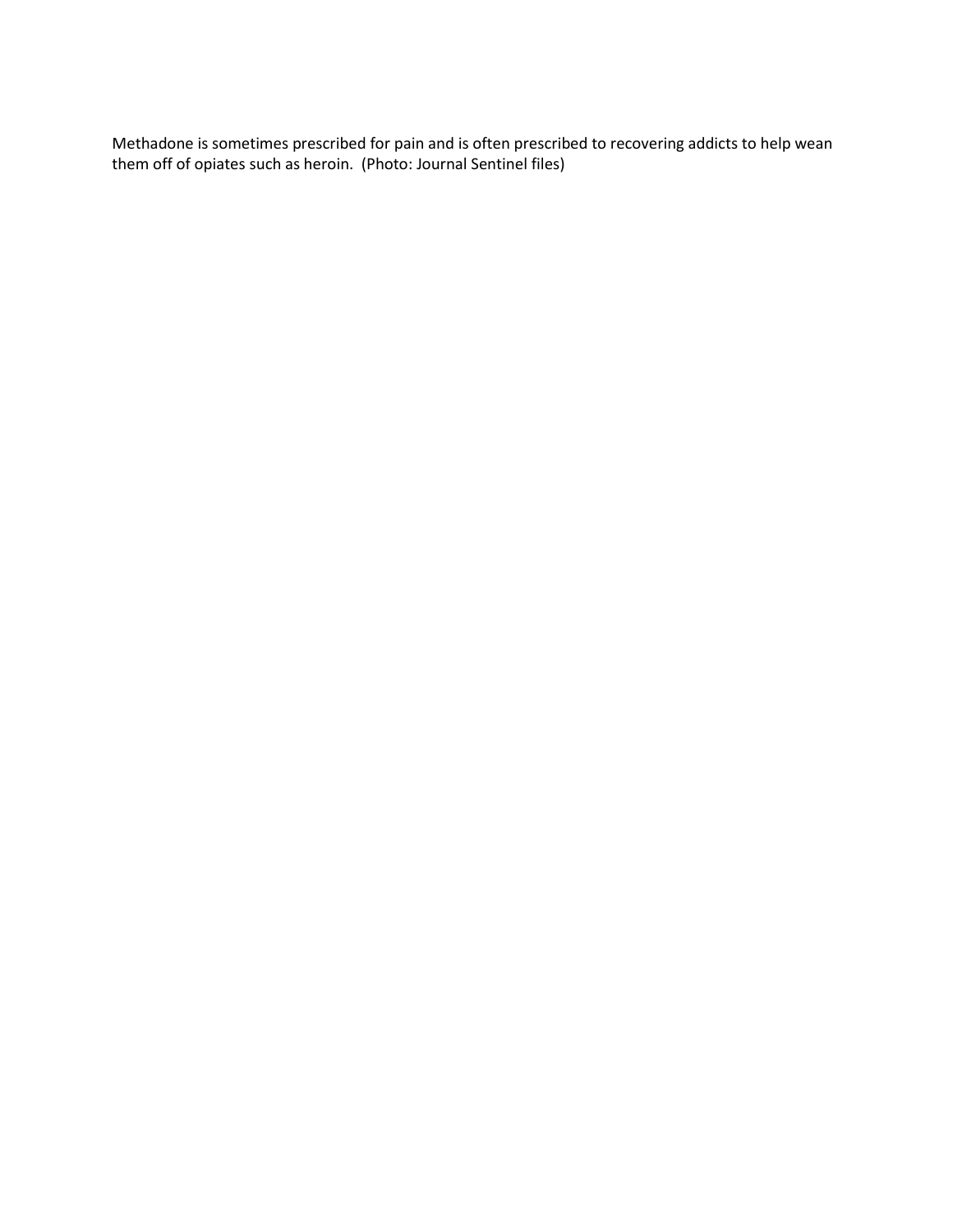Methadone is sometimes prescribed for pain and is often prescribed to recovering addicts to help wean them off of opiates such as heroin. (Photo: Journal Sentinel files)